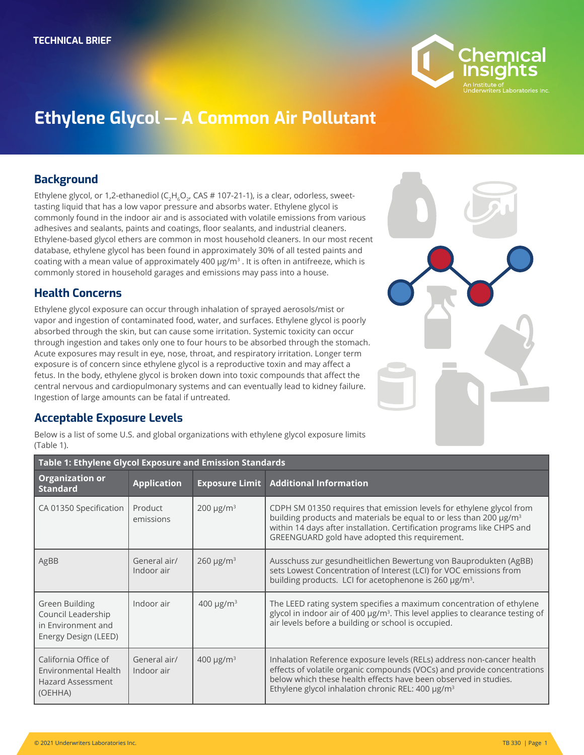TECHNICAL BRIEF

# Ethylene Glycol — A Common Air Pollutant

## Background

Ethylene glycol, or 1,2-ethanediol ($C_2H_6O_2$, CAS # 107-21-1), is a clear, odorless, sweet-tasting liquid that has a low vapor pressure and absorbs water. Ethylene glycol is commonly found in the indoor air and is associated with volatile emissions from various adhesives and sealants, paints and coatings, floor sealants, and industrial cleaners. Ethylene-based glycol ethers are common in most household cleaners. In our most recent database, ethylene glycol has been found in approximately 30% of all tested paints and coating with a mean value of approximately 400 μg/m$^3$ . It is often in antifreeze, which is commonly stored in household garages and emissions may pass into a house.

## Health Concerns

Ethylene glycol exposure can occur through inhalation of sprayed aerosols/mist or vapor and ingestion of contaminated food, water, and surfaces. Ethylene glycol is poorly absorbed through the skin, but can cause some irritation. Systemic toxicity can occur through ingestion and takes only one to four hours to be absorbed through the stomach. Acute exposures may result in eye, nose, throat, and respiratory irritation. Longer term exposure is of concern since ethylene glycol is a reproductive toxin and may affect a fetus. In the body, ethylene glycol is broken down into toxic compounds that affect the central nervous and cardiopulmonary systems and can eventually lead to kidney failure. Ingestion of large amounts can be fatal if untreated.

## Acceptable Exposure Levels

Below is a list of some U.S. and global organizations with ethylene glycol exposure limits (Table 1).

**Table 1: Ethylene Glycol Exposure and Emission Standards**

| Organization or Standard | Application | Exposure Limit | Additional Information |
|---|---|---|---|
| CA 01350 Specification | Product emissions | 200 μg/m$^3$ | CDPH SM 01350 requires that emission levels for ethylene glycol from building products and materials be equal to or less than 200 μg/m$^3$ within 14 days after installation. Certification programs like CHPS and GREENGUARD gold have adopted this requirement. |
| AgBB | General air/ Indoor air | 260 μg/m$^3$ | Ausschuss zur gesundheitlichen Bewertung von Bauprodukten (AgBB) sets Lowest Concentration of Interest (LCI) for VOC emissions from building products. LCI for acetophenone is 260 μg/m$^3$. |
| Green Building Council Leadership in Environment and Energy Design (LEED) | Indoor air | 400 μg/m$^3$ | The LEED rating system specifies a maximum concentration of ethylene glycol in indoor air of 400 μg/m$^3$. This level applies to clearance testing of air levels before a building or school is occupied. |
| California Office of Environmental Health Hazard Assessment (OEHHA) | General air/ Indoor air | 400 μg/m$^3$ | Inhalation Reference exposure levels (RELs) address non-cancer health effects of volatile organic compounds (VOCs) and provide concentrations below which these health effects have been observed in studies. Ethylene glycol inhalation chronic REL: 400 μg/m$^3$ |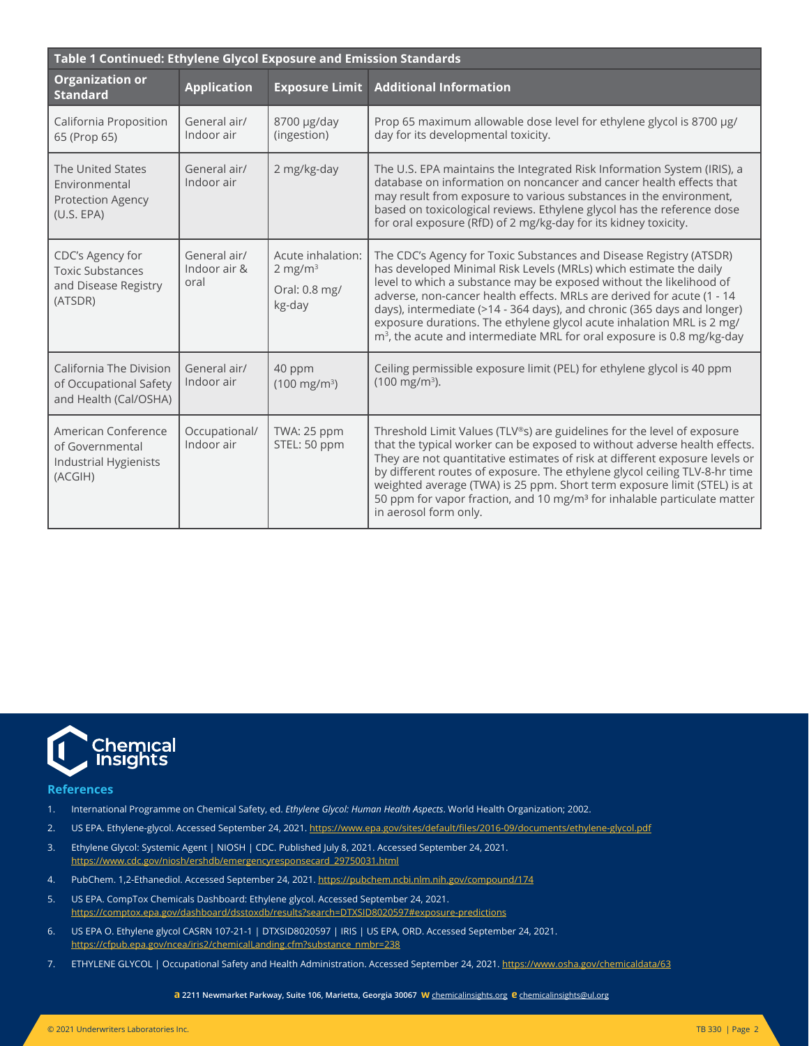**Table 1 Continued: Ethylene Glycol Exposure and Emission Standards**

| Organization or Standard | Application | Exposure Limit | Additional Information |
|---|---|---|---|
| California Proposition 65 (Prop 65) | General air/ Indoor air | 8700 µg/day (ingestion) | Prop 65 maximum allowable dose level for ethylene glycol is 8700 µg/ day for its developmental toxicity. |
| The United States Environmental Protection Agency (U.S. EPA) | General air/ Indoor air | 2 mg/kg-day | The U.S. EPA maintains the Integrated Risk Information System (IRIS), a database on information on noncancer and cancer health effects that may result from exposure to various substances in the environment, based on toxicological reviews. Ethylene glycol has the reference dose for oral exposure (RfD) of 2 mg/kg-day for its kidney toxicity. |
| CDC's Agency for Toxic Substances and Disease Registry (ATSDR) | General air/ Indoor air & oral | Acute inhalation: 2 $mg/m^3$ Oral: 0.8 mg/ kg-day | The CDC's Agency for Toxic Substances and Disease Registry (ATSDR) has developed Minimal Risk Levels (MRLs) which estimate the daily level to which a substance may be exposed without the likelihood of adverse, non-cancer health effects. MRLs are derived for acute (1 - 14 days), intermediate (>14 - 364 days), and chronic (365 days and longer) exposure durations. The ethylene glycol acute inhalation MRL is 2 $mg/m^3$, the acute and intermediate MRL for oral exposure is 0.8 mg/kg-day |
| California The Division of Occupational Safety and Health (Cal/OSHA) | General air/ Indoor air | 40 ppm (100 $mg/m^3$) | Ceiling permissible exposure limit (PEL) for ethylene glycol is 40 ppm (100 $mg/m^3$). |
| American Conference of Governmental Industrial Hygienists (ACGIH) | Occupational/ Indoor air | TWA: 25 ppm STEL: 50 ppm | Threshold Limit Values (TLV®s) are guidelines for the level of exposure that the typical worker can be exposed to without adverse health effects. They are not quantitative estimates of risk at different exposure levels or by different routes of exposure. The ethylene glycol ceiling TLV-8-hr time weighted average (TWA) is 25 ppm. Short term exposure limit (STEL) is at 50 ppm for vapor fraction, and 10 $mg/m^3$ for inhalable particulate matter in aerosol form only. |

Chemical Insights

## References

1. International Programme on Chemical Safety, ed. *Ethylene Glycol: Human Health Aspects*. World Health Organization; 2002.
2. US EPA. Ethylene-glycol. Accessed September 24, 2021. https://www.epa.gov/sites/default/files/2016-09/documents/ethylene-glycol.pdf
3. Ethylene Glycol: Systemic Agent | NIOSH | CDC. Published July 8, 2021. Accessed September 24, 2021. https://www.cdc.gov/niosh/ershdb/emergencyresponsecard_29750031.html
4. PubChem. 1,2-Ethanediol. Accessed September 24, 2021. https://pubchem.ncbi.nlm.nih.gov/compound/174
5. US EPA. CompTox Chemicals Dashboard: Ethylene glycol. Accessed September 24, 2021. https://comptox.epa.gov/dashboard/dsstoxdb/results?search=DTXSID8020597#exposure-predictions
6. US EPA O. Ethylene glycol CASRN 107-21-1 | DTXSID8020597 | IRIS | US EPA, ORD. Accessed September 24, 2021. https://cfpub.epa.gov/ncea/iris2/chemicalLanding.cfm?substance_nmbr=238
7. ETHYLENE GLYCOL | Occupational Safety and Health Administration. Accessed September 24, 2021. https://www.osha.gov/chemicaldata/63

**a** 2211 Newmarket Parkway, Suite 106, Marietta, Georgia 30067 **w** chemicalinsights.org **e** chemicalinsights@ul.org

© 2021 Underwriters Laboratories Inc.